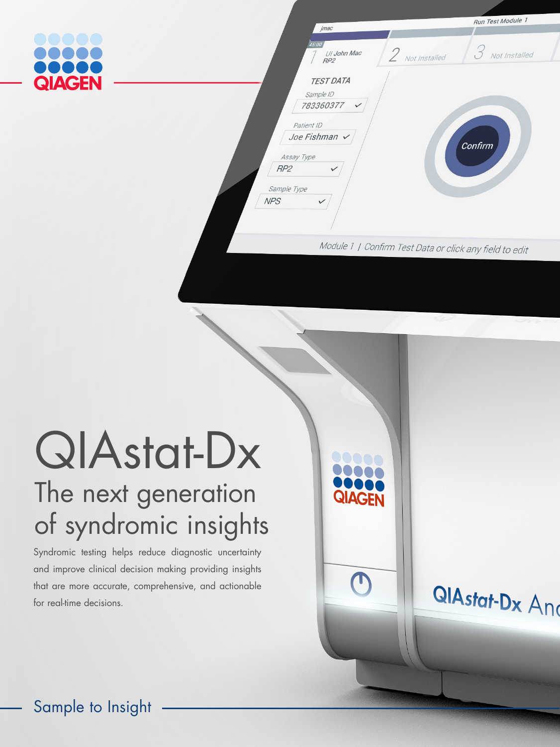QIAGEN

# QIAstat-Dx

## The next generation of syndromic insights

Syndromic testing helps reduce diagnostic uncertainty and improve clinical decision making providing insights that are more accurate, comprehensive, and actionable for real-time decisions.

Sample to Insight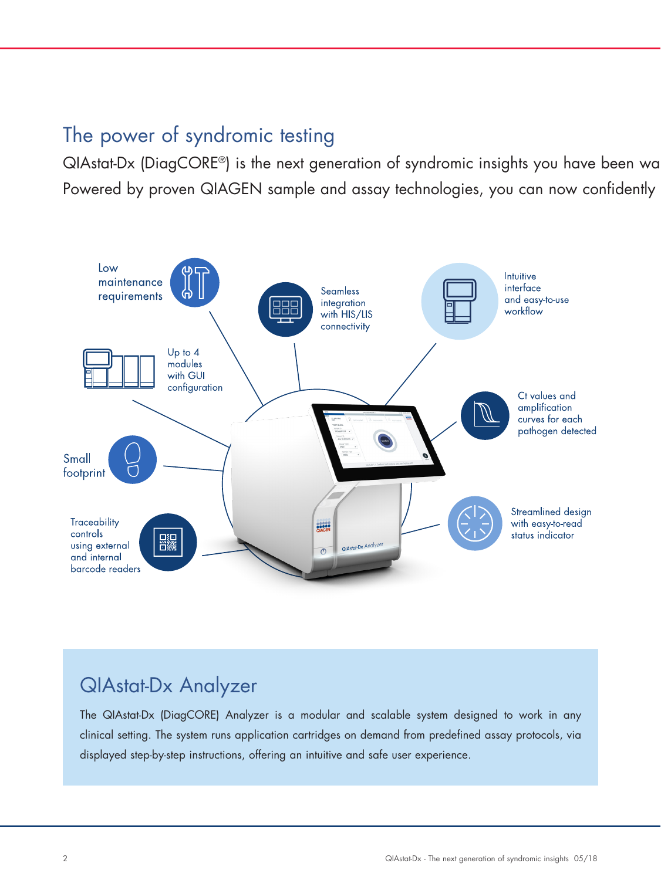## The power of syndromic testing

QIAstat-Dx (DiagCORE®) is the next generation of syndromic insights you have been wa
Powered by proven QIAGEN sample and assay technologies, you can now confidently

Low maintenance requirements

Seamless integration with HIS/LIS connectivity

Intuitive interface and easy-to-use workflow

Up to 4 modules with GUI configuration

Ct values and amplification curves for each pathogen detected

Small footprint

Streamlined design with easy-to-read status indicator

Traceability controls using external and internal barcode readers

## QIAstat-Dx Analyzer

The QIAstat-Dx (DiagCORE) Analyzer is a modular and scalable system designed to work in any clinical setting. The system runs application cartridges on demand from predefined assay protocols, via displayed step-by-step instructions, offering an intuitive and safe user experience.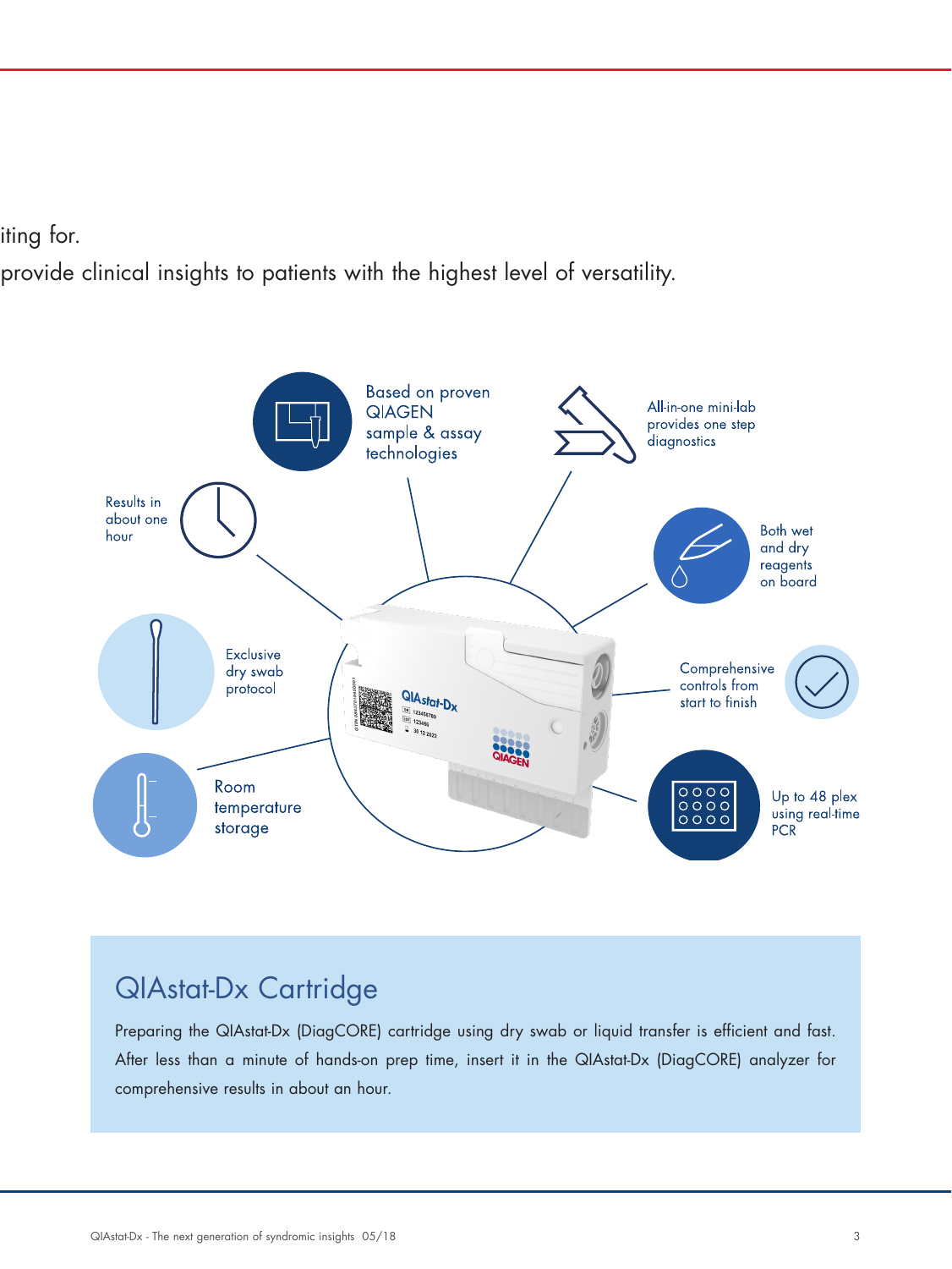iting for.

provide clinical insights to patients with the highest level of versatility.

Based on proven QIAGEN sample & assay technologies

All-in-one mini-lab provides one step diagnostics

Results in about one hour

Both wet and dry reagents on board

Exclusive dry swab protocol

Comprehensive controls from start to finish

Room temperature storage

Up to 48 plex using real-time PCR

## QIAstat-Dx Cartridge

Preparing the QIAstat-Dx (DiagCORE) cartridge using dry swab or liquid transfer is efficient and fast. After less than a minute of hands-on prep time, insert it in the QIAstat-Dx (DiagCORE) analyzer for comprehensive results in about an hour.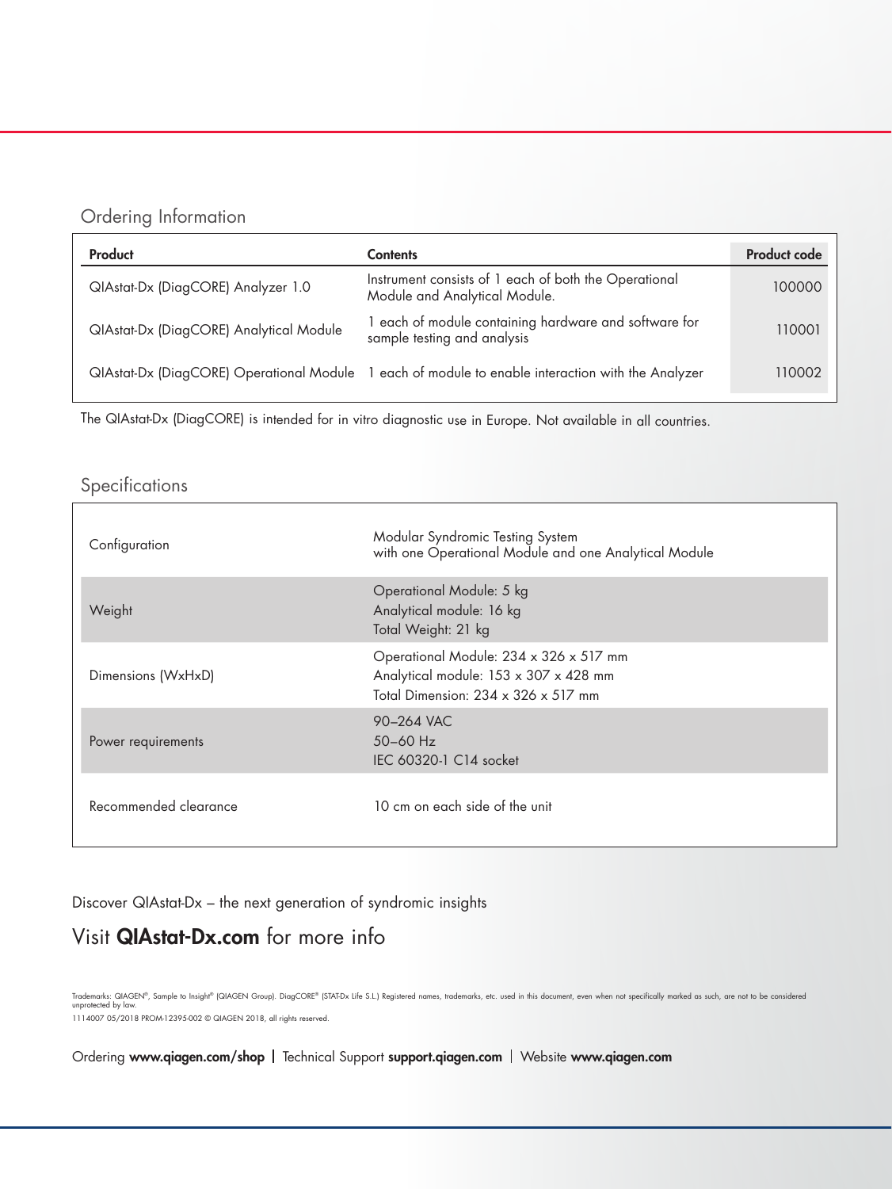## Ordering Information

| Product | Contents | Product code |
|---|---|---|
| QIAstat-Dx (DiagCORE) Analyzer 1.0 | Instrument consists of 1 each of both the Operational Module and Analytical Module. | 100000 |
| QIAstat-Dx (DiagCORE) Analytical Module | 1 each of module containing hardware and software for sample testing and analysis | 110001 |
| QIAstat-Dx (DiagCORE) Operational Module | 1 each of module to enable interaction with the Analyzer | 110002 |

The QIAstat-Dx (DiagCORE) is intended for in vitro diagnostic use in Europe. Not available in all countries.

## Specifications

| | |
|---|---|
| Configuration | Modular Syndromic Testing System with one Operational Module and one Analytical Module |
| Weight | Operational Module: 5 kg<br>Analytical module: 16 kg<br>Total Weight: 21 kg |
| Dimensions (WxHxD) | Operational Module: 234 x 326 x 517 mm<br>Analytical module: 153 x 307 x 428 mm<br>Total Dimension: 234 x 326 x 517 mm |
| Power requirements | 90–264 VAC<br>50–60 Hz<br>IEC 60320-1 C14 socket |
| Recommended clearance | 10 cm on each side of the unit |

Discover QIAstat-Dx – the next generation of syndromic insights

Visit **QIAstat-Dx.com** for more info

Trademarks: QIAGEN®, Sample to Insight® (QIAGEN Group). DiagCORE® (STAT-Dx Life S.L.) Registered names, trademarks, etc. used in this document, even when not specifically marked as such, are not to be considered unprotected by law.
1114007 05/2018 PROM-12395-002 © QIAGEN 2018, all rights reserved.

Ordering **www.qiagen.com/shop** | Technical Support **support.qiagen.com** | Website **www.qiagen.com**